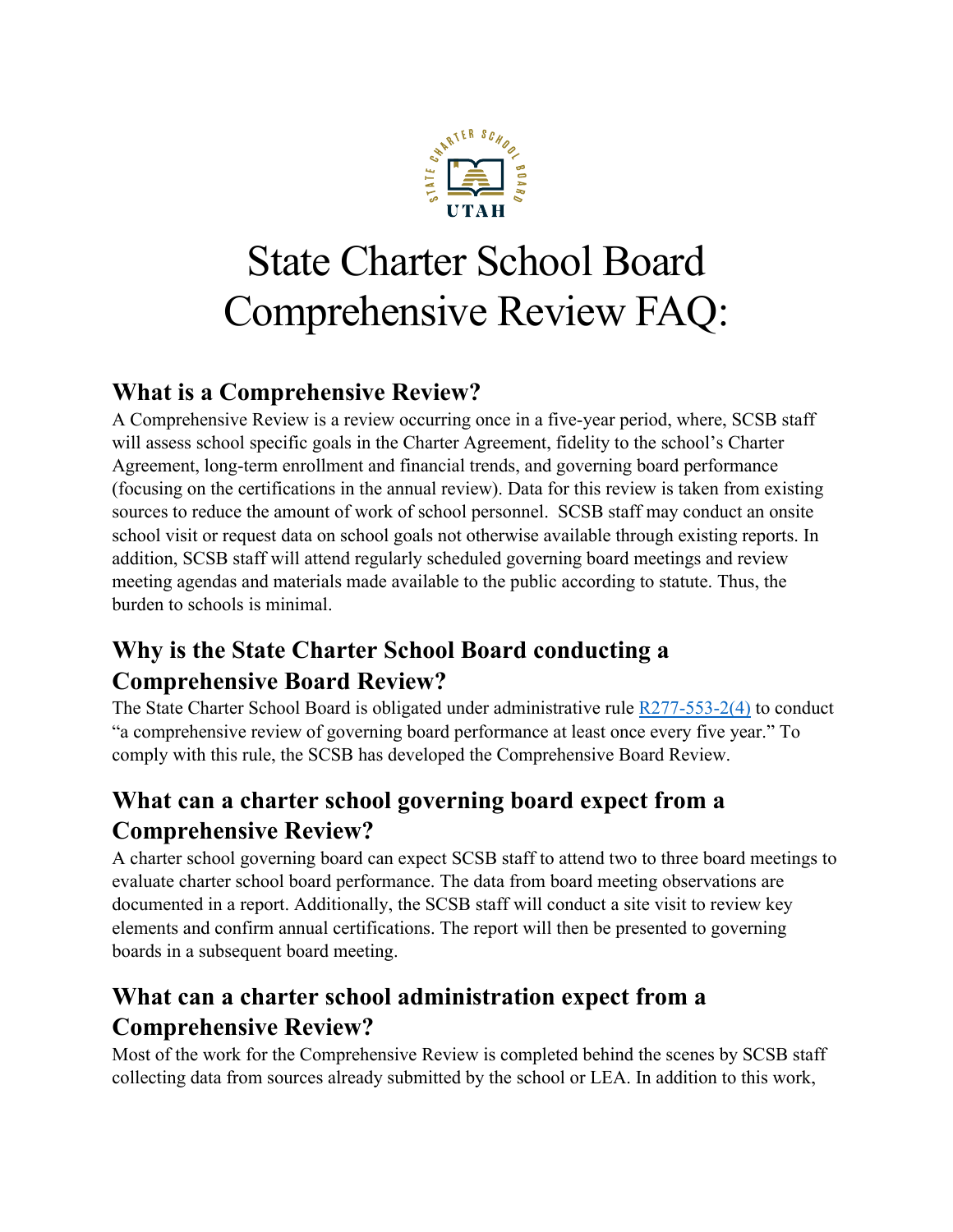# State Charter School Board Comprehensive Review FAQ:

## What is a Comprehensive Review?

A Comprehensive Review is a review occurring once in a five-year period, where, SCSB staff will assess school specific goals in the Charter Agreement, fidelity to the school's Charter Agreement, long-term enrollment and financial trends, and governing board performance (focusing on the certifications in the annual review). Data for this review is taken from existing sources to reduce the amount of work of school personnel. SCSB staff may conduct an onsite school visit or request data on school goals not otherwise available through existing reports. In addition, SCSB staff will attend regularly scheduled governing board meetings and review meeting agendas and materials made available to the public according to statute. Thus, the burden to schools is minimal.

## Why is the State Charter School Board conducting a Comprehensive Board Review?

The State Charter School Board is obligated under administrative rule R277-553-2(4) to conduct "a comprehensive review of governing board performance at least once every five year." To comply with this rule, the SCSB has developed the Comprehensive Board Review.

## What can a charter school governing board expect from a Comprehensive Review?

A charter school governing board can expect SCSB staff to attend two to three board meetings to evaluate charter school board performance. The data from board meeting observations are documented in a report. Additionally, the SCSB staff will conduct a site visit to review key elements and confirm annual certifications. The report will then be presented to governing boards in a subsequent board meeting.

## What can a charter school administration expect from a Comprehensive Review?

Most of the work for the Comprehensive Review is completed behind the scenes by SCSB staff collecting data from sources already submitted by the school or LEA. In addition to this work,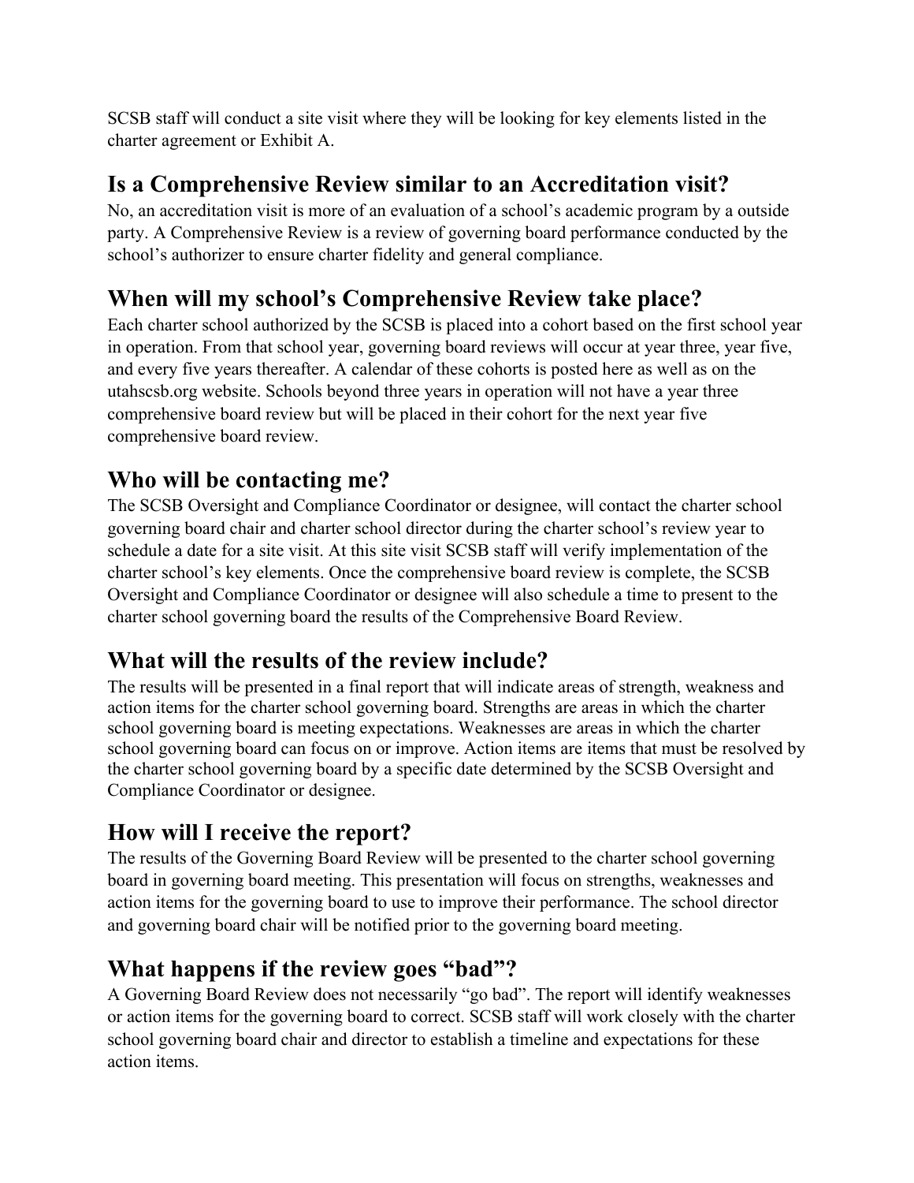SCSB staff will conduct a site visit where they will be looking for key elements listed in the charter agreement or Exhibit A.

## Is a Comprehensive Review similar to an Accreditation visit?

No, an accreditation visit is more of an evaluation of a school's academic program by a outside party. A Comprehensive Review is a review of governing board performance conducted by the school's authorizer to ensure charter fidelity and general compliance.

## When will my school's Comprehensive Review take place?

Each charter school authorized by the SCSB is placed into a cohort based on the first school year in operation. From that school year, governing board reviews will occur at year three, year five, and every five years thereafter. A calendar of these cohorts is posted here as well as on the utahscsb.org website. Schools beyond three years in operation will not have a year three comprehensive board review but will be placed in their cohort for the next year five comprehensive board review.

## Who will be contacting me?

The SCSB Oversight and Compliance Coordinator or designee, will contact the charter school governing board chair and charter school director during the charter school's review year to schedule a date for a site visit. At this site visit SCSB staff will verify implementation of the charter school's key elements. Once the comprehensive board review is complete, the SCSB Oversight and Compliance Coordinator or designee will also schedule a time to present to the charter school governing board the results of the Comprehensive Board Review.

## What will the results of the review include?

The results will be presented in a final report that will indicate areas of strength, weakness and action items for the charter school governing board. Strengths are areas in which the charter school governing board is meeting expectations. Weaknesses are areas in which the charter school governing board can focus on or improve. Action items are items that must be resolved by the charter school governing board by a specific date determined by the SCSB Oversight and Compliance Coordinator or designee.

## How will I receive the report?

The results of the Governing Board Review will be presented to the charter school governing board in governing board meeting. This presentation will focus on strengths, weaknesses and action items for the governing board to use to improve their performance. The school director and governing board chair will be notified prior to the governing board meeting.

## What happens if the review goes "bad"?

A Governing Board Review does not necessarily "go bad". The report will identify weaknesses or action items for the governing board to correct. SCSB staff will work closely with the charter school governing board chair and director to establish a timeline and expectations for these action items.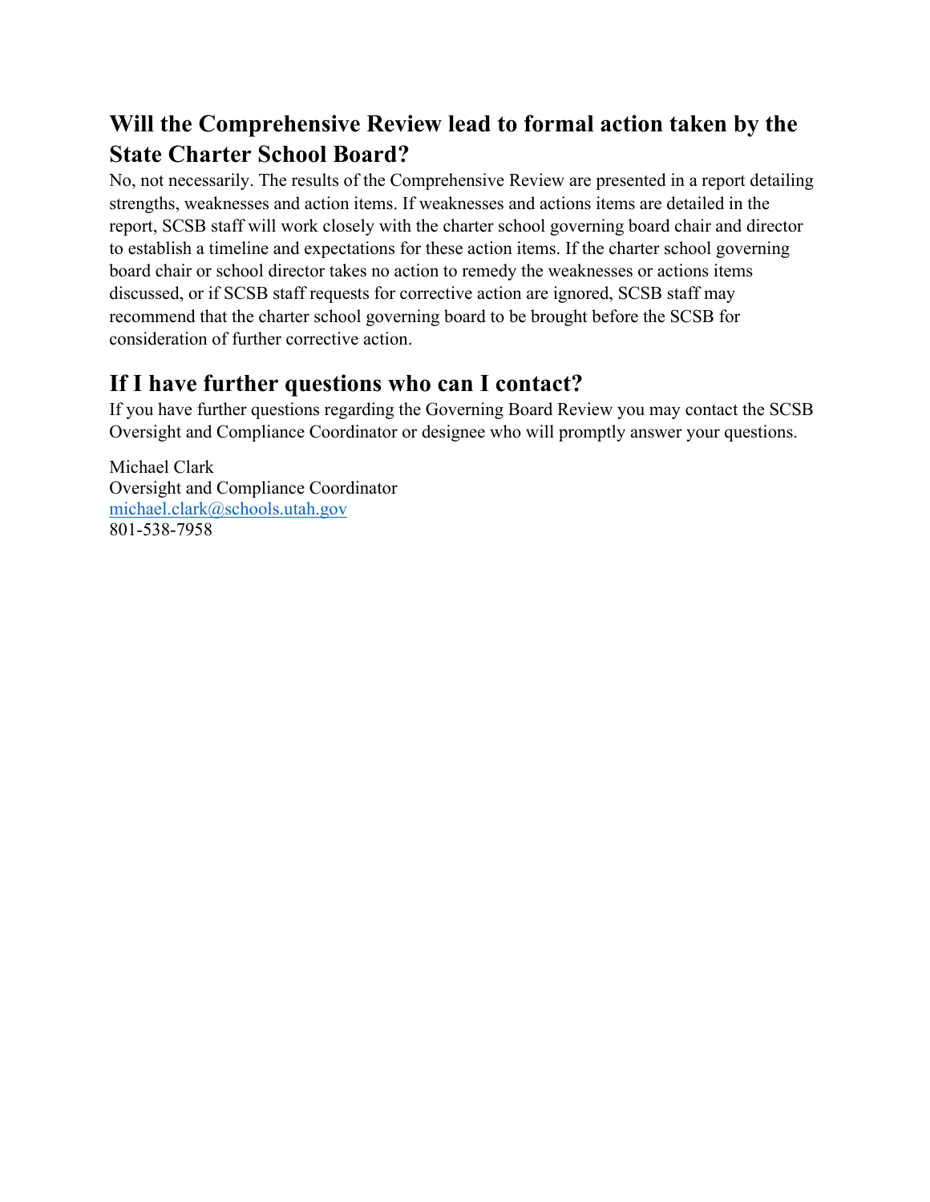## Will the Comprehensive Review lead to formal action taken by the State Charter School Board?

No, not necessarily. The results of the Comprehensive Review are presented in a report detailing strengths, weaknesses and action items. If weaknesses and actions items are detailed in the report, SCSB staff will work closely with the charter school governing board chair and director to establish a timeline and expectations for these action items. If the charter school governing board chair or school director takes no action to remedy the weaknesses or actions items discussed, or if SCSB staff requests for corrective action are ignored, SCSB staff may recommend that the charter school governing board to be brought before the SCSB for consideration of further corrective action.

## If I have further questions who can I contact?

If you have further questions regarding the Governing Board Review you may contact the SCSB Oversight and Compliance Coordinator or designee who will promptly answer your questions.

Michael Clark
Oversight and Compliance Coordinator
michael.clark@schools.utah.gov
801-538-7958